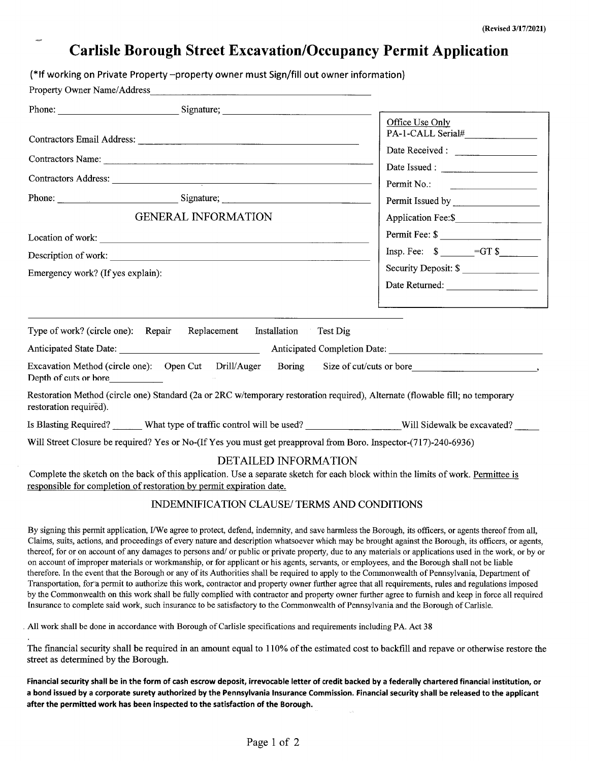(Revised 3/17/2021)

# Carlisle Borough Street Excavation/Occupancy Permit Application

(*If working on Private Property –property owner must Sign/fill out owner information)

Property Owner Name/Address ______________________________

Phone: ____________________ Signature; ____________________

Contractors Email Address: ______________________________

Contractors Name: ______________________________

Contractors Address: ______________________________

Phone: ____________________ Signature; ____________________

**Office Use Only**

PA-1-CALL Serial# ____________

Date Received : ____________

Date Issued : ____________

Permit No.: ____________

Permit Issued by ____________

Application Fee:$ ____________

Permit Fee: $ ____________

Insp. Fee: $ ______ =GT $ ______

Security Deposit: $ ____________

Date Returned: ____________

## GENERAL INFORMATION

Location of work: ______________________________

Description of work: ______________________________

Emergency work? (If yes explain):

______________________________

Type of work? (circle one): Repair Replacement Installation Test Dig

Anticipated State Date: ____________ Anticipated Completion Date: ____________

Excavation Method (circle one): Open Cut Drill/Auger Boring Size of cut/cuts or bore ____________, Depth of cuts or bore ____________

Restoration Method (circle one) Standard (2a or 2RC w/temporary restoration required), Alternate (flowable fill; no temporary restoration required).

Is Blasting Required? ______ What type of traffic control will be used? ____________ Will Sidewalk be excavated? ______

Will Street Closure be required? Yes or No-(If Yes you must get preapproval from Boro. Inspector-(717)-240-6936)

## DETAILED INFORMATION

Complete the sketch on the back of this application. Use a separate sketch for each block within the limits of work. Permittee is responsible for completion of restoration by permit expiration date.

## INDEMNIFICATION CLAUSE/ TERMS AND CONDITIONS

By signing this permit application, I/We agree to protect, defend, indemnity, and save harmless the Borough, its officers, or agents thereof from all, Claims, suits, actions, and proceedings of every nature and description whatsoever which may be brought against the Borough, its officers, or agents, thereof, for or on account of any damages to persons and/ or public or private property, due to any materials or applications used in the work, or by or on account of improper materials or workmanship, or for applicant or his agents, servants, or employees, and the Borough shall not be liable therefore. In the event that the Borough or any of its Authorities shall be required to apply to the Commonwealth of Pennsylvania, Department of Transportation, for a permit to authorize this work, contractor and property owner further agree that all requirements, rules and regulations imposed by the Commonwealth on this work shall be fully complied with contractor and property owner further agree to furnish and keep in force all required Insurance to complete said work, such insurance to be satisfactory to the Commonwealth of Pennsylvania and the Borough of Carlisle.

All work shall be done in accordance with Borough of Carlisle specifications and requirements including PA. Act 38

The financial security shall be required in an amount equal to 110% of the estimated cost to backfill and repave or otherwise restore the street as determined by the Borough.

**Financial security shall be in the form of cash escrow deposit, irrevocable letter of credit backed by a federally chartered financial institution, or a bond issued by a corporate surety authorized by the Pennsylvania Insurance Commission. Financial security shall be released to the applicant after the permitted work has been inspected to the satisfaction of the Borough.**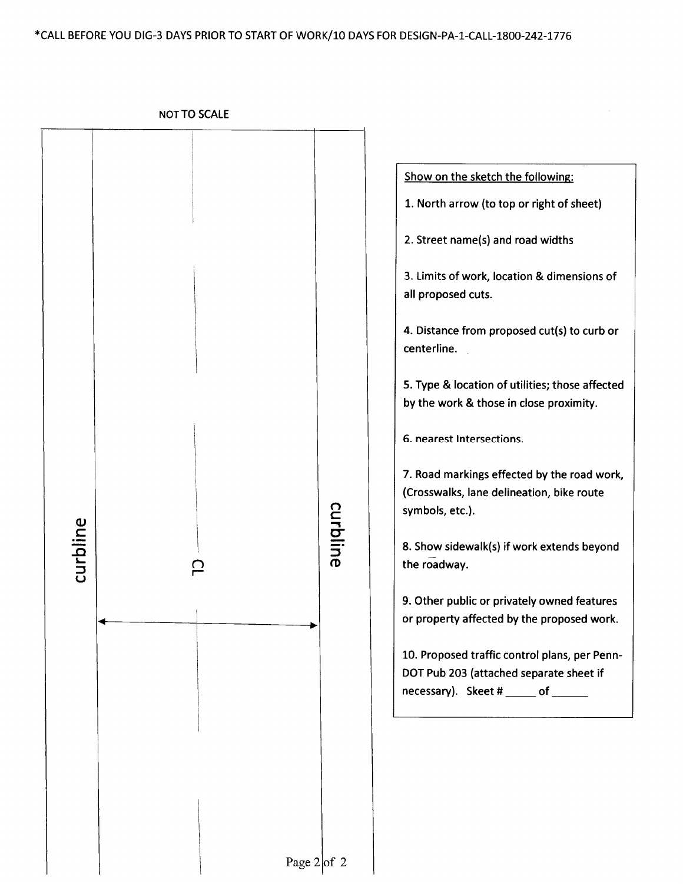*CALL BEFORE YOU DIG-3 DAYS PRIOR TO START OF WORK/10 DAYS FOR DESIGN-PA-1-CALL-1800-242-1776

NOT TO SCALE

curbline

CL

curbline

**Show on the sketch the following:**

1. North arrow (to top or right of sheet)
2. Street name(s) and road widths
3. Limits of work, location & dimensions of all proposed cuts.
4. Distance from proposed cut(s) to curb or centerline.
5. Type & location of utilities; those affected by the work & those in close proximity.
6. nearest Intersections.
7. Road markings effected by the road work, (Crosswalks, lane delineation, bike route symbols, etc.).
8. Show sidewalk(s) if work extends beyond the roadway.
9. Other public or privately owned features or property affected by the proposed work.
10. Proposed traffic control plans, per Penn-DOT Pub 203 (attached separate sheet if necessary). Skeet # _____ of ______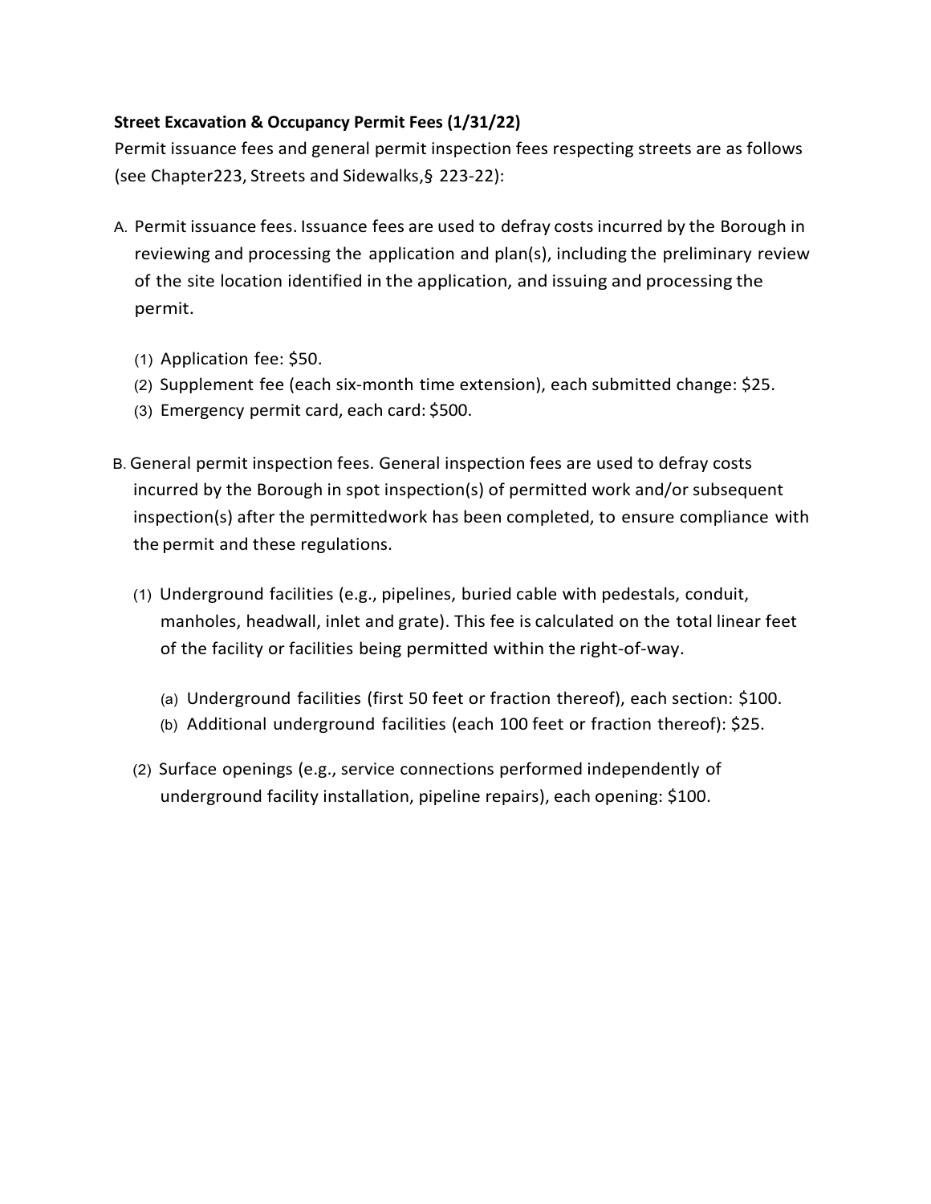**Street Excavation & Occupancy Permit Fees (1/31/22)**

Permit issuance fees and general permit inspection fees respecting streets are as follows (see Chapter223, Streets and Sidewalks,§ 223-22):

A. Permit issuance fees. Issuance fees are used to defray costs incurred by the Borough in reviewing and processing the application and plan(s), including the preliminary review of the site location identified in the application, and issuing and processing the permit.

   (1) Application fee: $50.

   (2) Supplement fee (each six-month time extension), each submitted change: $25.

   (3) Emergency permit card, each card: $500.

B. General permit inspection fees. General inspection fees are used to defray costs incurred by the Borough in spot inspection(s) of permitted work and/or subsequent inspection(s) after the permittedwork has been completed, to ensure compliance with the permit and these regulations.

   (1) Underground facilities (e.g., pipelines, buried cable with pedestals, conduit, manholes, headwall, inlet and grate). This fee is calculated on the total linear feet of the facility or facilities being permitted within the right-of-way.

      (a) Underground facilities (first 50 feet or fraction thereof), each section: $100.

      (b) Additional underground facilities (each 100 feet or fraction thereof): $25.

   (2) Surface openings (e.g., service connections performed independently of underground facility installation, pipeline repairs), each opening: $100.